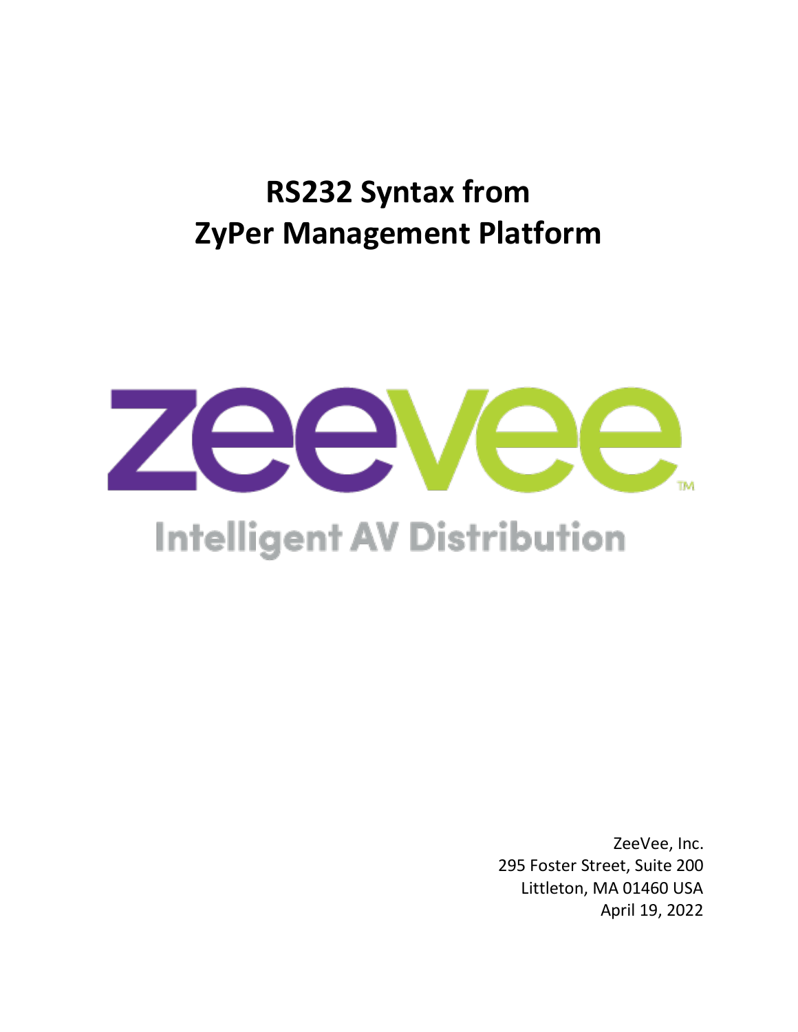# RS232 Syntax from ZyPer Management Platform

zeevee

Intelligent AV Distribution

ZeeVee, Inc.
295 Foster Street, Suite 200
Littleton, MA 01460 USA
April 19, 2022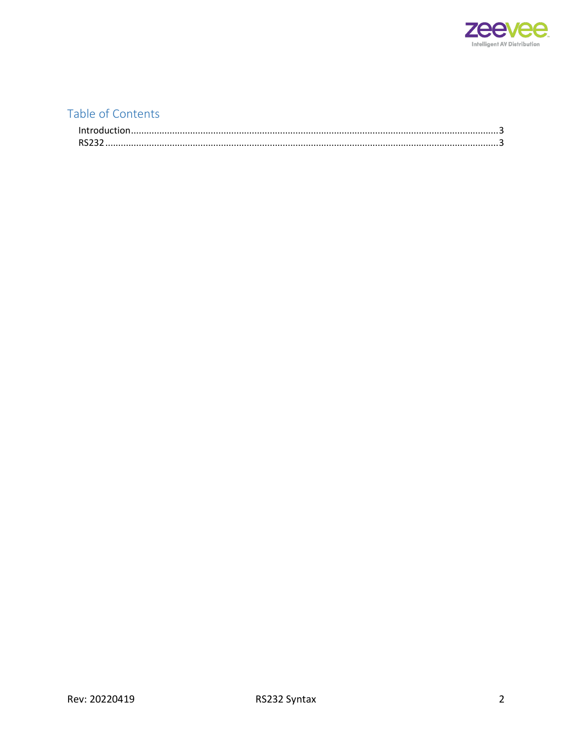# Table of Contents

Introduction....................................................................................................................................................3

RS232.............................................................................................................................................................3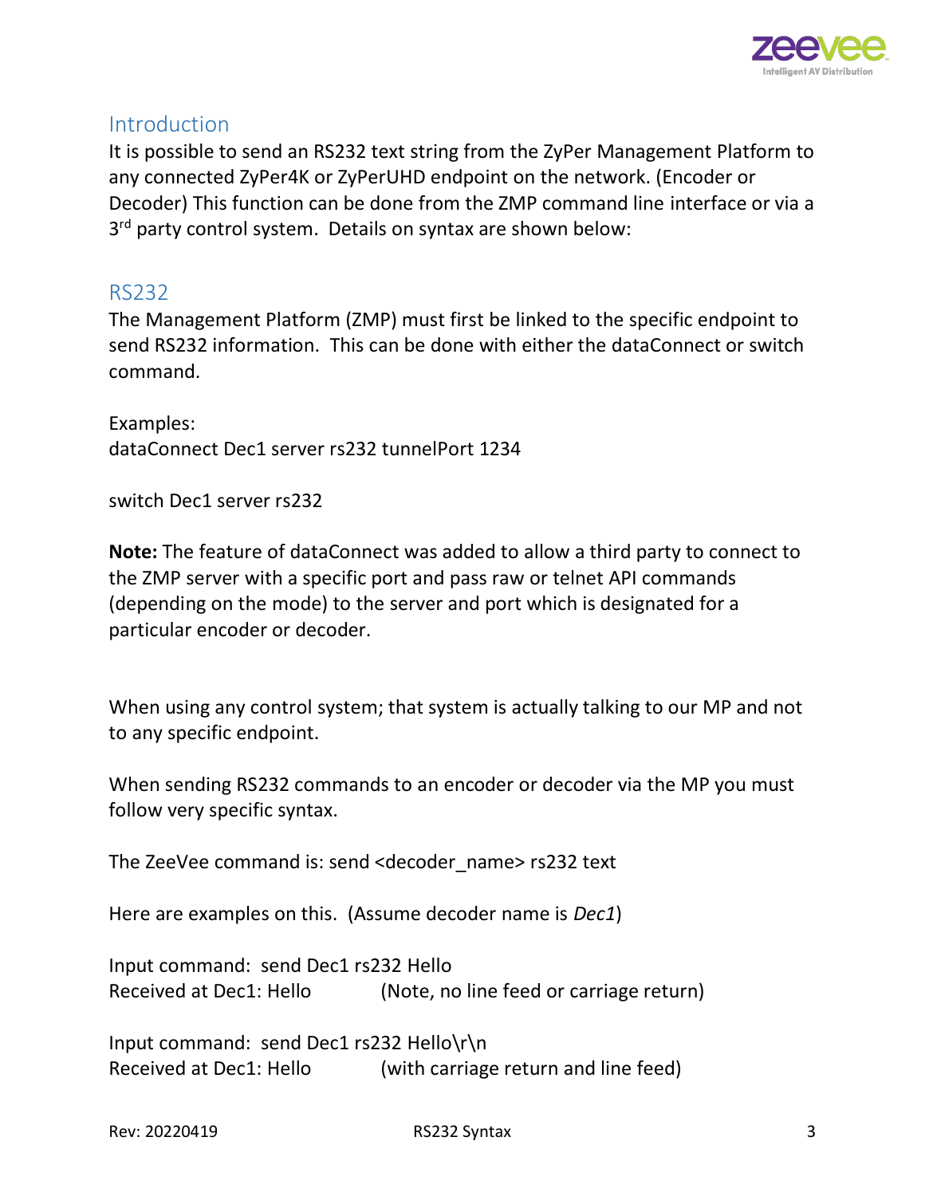## Introduction

It is possible to send an RS232 text string from the ZyPer Management Platform to any connected ZyPer4K or ZyPerUHD endpoint on the network. (Encoder or Decoder) This function can be done from the ZMP command line interface or via a 3rd party control system. Details on syntax are shown below:

## RS232

The Management Platform (ZMP) must first be linked to the specific endpoint to send RS232 information. This can be done with either the dataConnect or switch command.

Examples:
dataConnect Dec1 server rs232 tunnelPort 1234

switch Dec1 server rs232

**Note:** The feature of dataConnect was added to allow a third party to connect to the ZMP server with a specific port and pass raw or telnet API commands (depending on the mode) to the server and port which is designated for a particular encoder or decoder.

When using any control system; that system is actually talking to our MP and not to any specific endpoint.

When sending RS232 commands to an encoder or decoder via the MP you must follow very specific syntax.

The ZeeVee command is: send <decoder_name> rs232 text

Here are examples on this. (Assume decoder name is *Dec1*)

Input command: send Dec1 rs232 Hello
Received at Dec1: Hello (Note, no line feed or carriage return)

Input command: send Dec1 rs232 Hello\r\n
Received at Dec1: Hello (with carriage return and line feed)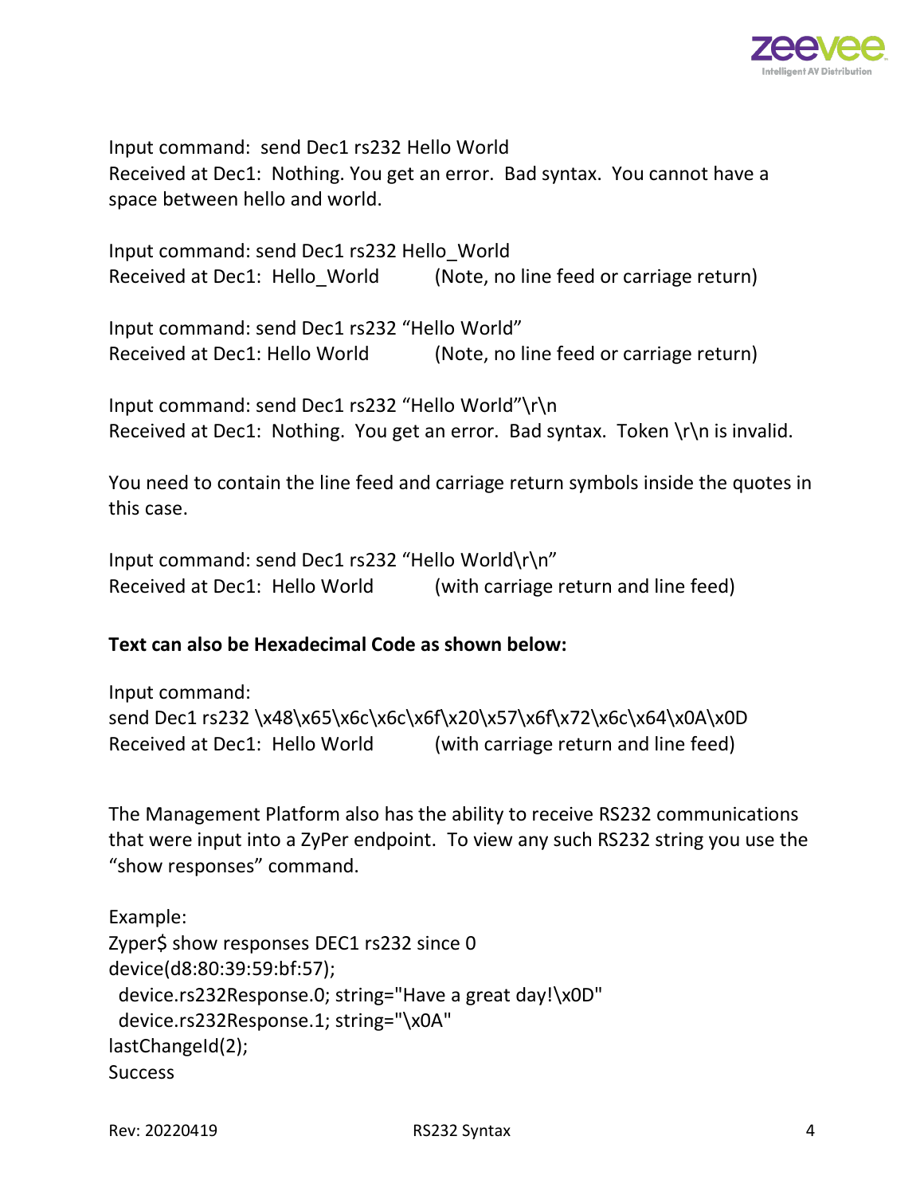Input command: send Dec1 rs232 Hello World
Received at Dec1: Nothing. You get an error. Bad syntax. You cannot have a space between hello and world.

Input command: send Dec1 rs232 Hello_World
Received at Dec1: Hello_World (Note, no line feed or carriage return)

Input command: send Dec1 rs232 “Hello World”
Received at Dec1: Hello World (Note, no line feed or carriage return)

Input command: send Dec1 rs232 “Hello World”\r\n
Received at Dec1: Nothing. You get an error. Bad syntax. Token \r\n is invalid.

You need to contain the line feed and carriage return symbols inside the quotes in this case.

Input command: send Dec1 rs232 “Hello World\r\n”
Received at Dec1: Hello World (with carriage return and line feed)

**Text can also be Hexadecimal Code as shown below:**

Input command:
send Dec1 rs232 \x48\x65\x6c\x6c\x6f\x20\x57\x6f\x72\x6c\x64\x0A\x0D
Received at Dec1: Hello World (with carriage return and line feed)

The Management Platform also has the ability to receive RS232 communications that were input into a ZyPer endpoint. To view any such RS232 string you use the “show responses” command.

Example:

```
Zyper$ show responses DEC1 rs232 since 0
device(d8:80:39:59:bf:57);
  device.rs232Response.0; string="Have a great day!\x0D"
  device.rs232Response.1; string="\x0A"
lastChangeId(2);
Success
```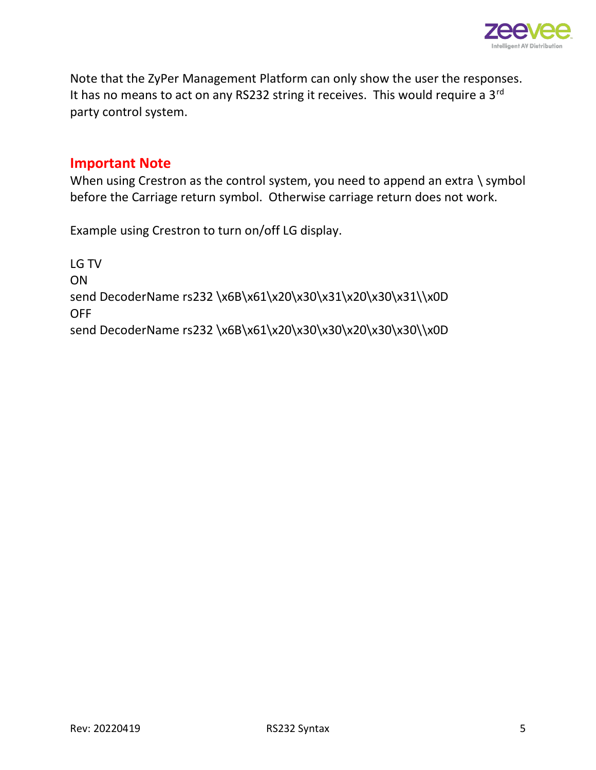Note that the ZyPer Management Platform can only show the user the responses. It has no means to act on any RS232 string it receives. This would require a 3rd party control system.

## Important Note

When using Crestron as the control system, you need to append an extra \ symbol before the Carriage return symbol. Otherwise carriage return does not work.

Example using Crestron to turn on/off LG display.

LG TV

ON

send DecoderName rs232 \x6B\x61\x20\x30\x31\x20\x30\x31\\x0D

OFF

send DecoderName rs232 \x6B\x61\x20\x30\x30\x20\x30\x30\\x0D